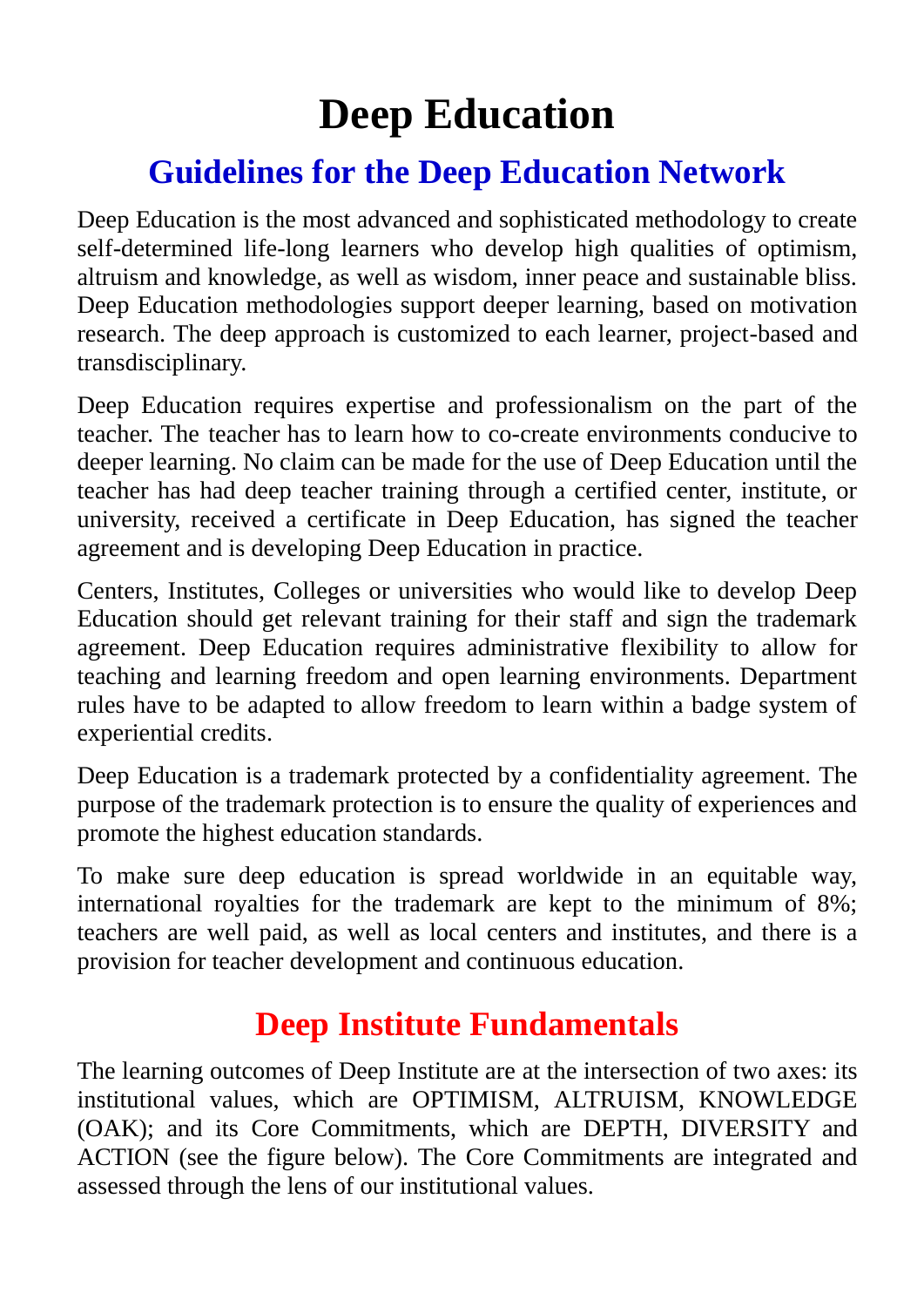# Deep Education

## Guidelines for the Deep Education Network

Deep Education is the most advanced and sophisticated methodology to create self-determined life-long learners who develop high qualities of optimism, altruism and knowledge, as well as wisdom, inner peace and sustainable bliss. Deep Education methodologies support deeper learning, based on motivation research. The deep approach is customized to each learner, project-based and transdisciplinary.

Deep Education requires expertise and professionalism on the part of the teacher. The teacher has to learn how to co-create environments conducive to deeper learning. No claim can be made for the use of Deep Education until the teacher has had deep teacher training through a certified center, institute, or university, received a certificate in Deep Education, has signed the teacher agreement and is developing Deep Education in practice.

Centers, Institutes, Colleges or universities who would like to develop Deep Education should get relevant training for their staff and sign the trademark agreement. Deep Education requires administrative flexibility to allow for teaching and learning freedom and open learning environments. Department rules have to be adapted to allow freedom to learn within a badge system of experiential credits.

Deep Education is a trademark protected by a confidentiality agreement. The purpose of the trademark protection is to ensure the quality of experiences and promote the highest education standards.

To make sure deep education is spread worldwide in an equitable way, international royalties for the trademark are kept to the minimum of 8%; teachers are well paid, as well as local centers and institutes, and there is a provision for teacher development and continuous education.

## Deep Institute Fundamentals

The learning outcomes of Deep Institute are at the intersection of two axes: its institutional values, which are OPTIMISM, ALTRUISM, KNOWLEDGE (OAK); and its Core Commitments, which are DEPTH, DIVERSITY and ACTION (see the figure below). The Core Commitments are integrated and assessed through the lens of our institutional values.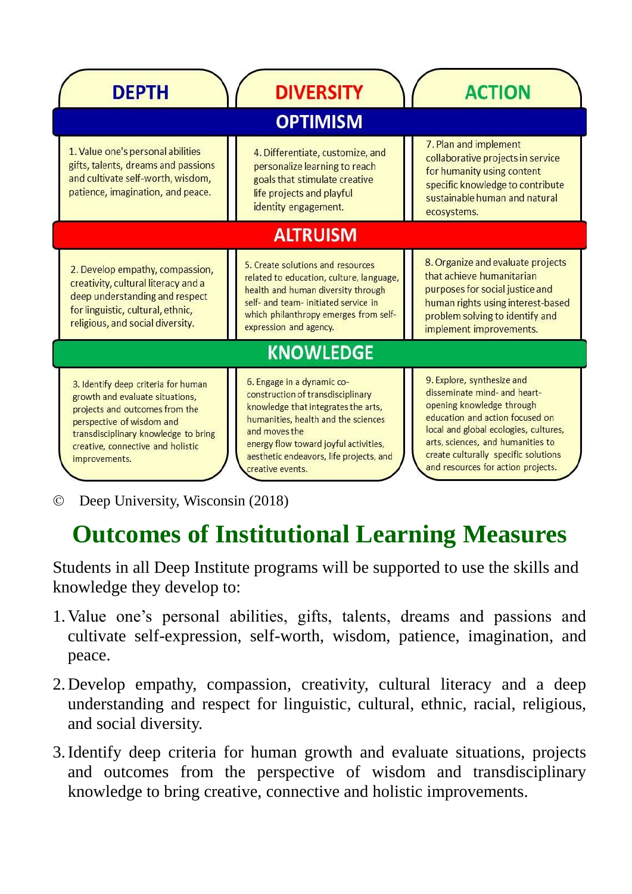| | DEPTH | DIVERSITY | ACTION |
|---|---|---|---|
| **OPTIMISM** | 1. Value one's personal abilities gifts, talents, dreams and passions and cultivate self-worth, wisdom, patience, imagination, and peace. | 4. Differentiate, customize, and personalize learning to reach goals that stimulate creative life projects and playful identity engagement. | 7. Plan and implement collaborative projects in service for humanity using content specific knowledge to contribute sustainable human and natural ecosystems. |
| **ALTRUISM** | 2. Develop empathy, compassion, creativity, cultural literacy and a deep understanding and respect for linguistic, cultural, ethnic, religious, and social diversity. | 5. Create solutions and resources related to education, culture, language, health and human diversity through self- and team- initiated service in which philanthropy emerges from self-expression and agency. | 8. Organize and evaluate projects that achieve humanitarian purposes for social justice and human rights using interest-based problem solving to identify and implement improvements. |
| **KNOWLEDGE** | 3. Identify deep criteria for human growth and evaluate situations, projects and outcomes from the perspective of wisdom and transdisciplinary knowledge to bring creative, connective and holistic improvements. | 6. Engage in a dynamic co-construction of transdisciplinary knowledge that integrates the arts, humanities, health and the sciences and moves the energy flow toward joyful activities, aesthetic endeavors, life projects, and creative events. | 9. Explore, synthesize and disseminate mind- and heart-opening knowledge through education and action focused on local and global ecologies, cultures, arts, sciences, and humanities to create culturally specific solutions and resources for action projects. |

© Deep University, Wisconsin (2018)

## Outcomes of Institutional Learning Measures

Students in all Deep Institute programs will be supported to use the skills and knowledge they develop to:

1. Value one's personal abilities, gifts, talents, dreams and passions and cultivate self-expression, self-worth, wisdom, patience, imagination, and peace.
2. Develop empathy, compassion, creativity, cultural literacy and a deep understanding and respect for linguistic, cultural, ethnic, racial, religious, and social diversity.
3. Identify deep criteria for human growth and evaluate situations, projects and outcomes from the perspective of wisdom and transdisciplinary knowledge to bring creative, connective and holistic improvements.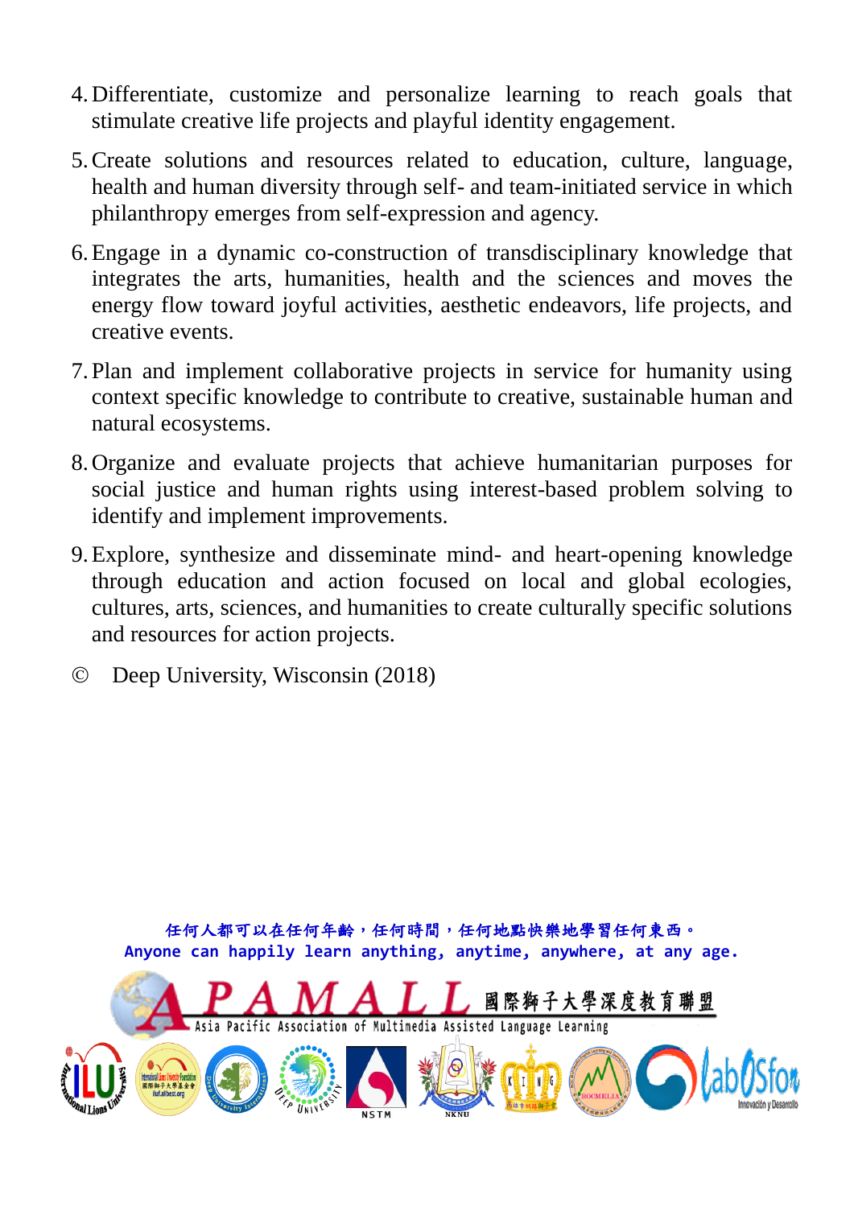4. Differentiate, customize and personalize learning to reach goals that stimulate creative life projects and playful identity engagement.
5. Create solutions and resources related to education, culture, language, health and human diversity through self- and team-initiated service in which philanthropy emerges from self-expression and agency.
6. Engage in a dynamic co-construction of transdisciplinary knowledge that integrates the arts, humanities, health and the sciences and moves the energy flow toward joyful activities, aesthetic endeavors, life projects, and creative events.
7. Plan and implement collaborative projects in service for humanity using context specific knowledge to contribute to creative, sustainable human and natural ecosystems.
8. Organize and evaluate projects that achieve humanitarian purposes for social justice and human rights using interest-based problem solving to identify and implement improvements.
9. Explore, synthesize and disseminate mind- and heart-opening knowledge through education and action focused on local and global ecologies, cultures, arts, sciences, and humanities to create culturally specific solutions and resources for action projects.

© Deep University, Wisconsin (2018)

任何人都可以在任何年齡，任何時間，任何地點快樂地學習任何東西。
Anyone can happily learn anything, anytime, anywhere, at any age.

APAMALL 國際獅子大學深度教育聯盟
Asia Pacific Association of Multimedia Assisted Language Learning